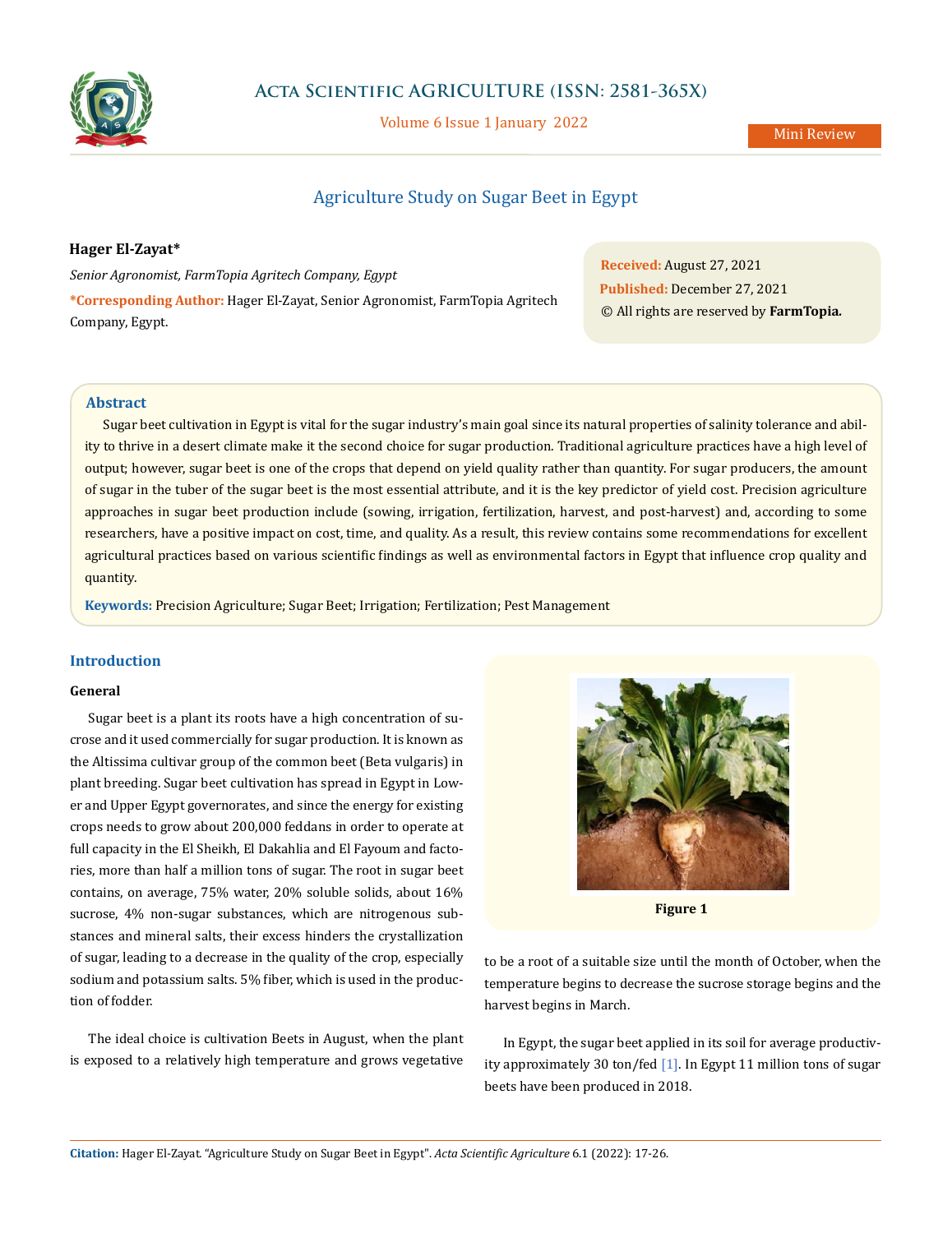# Agriculture Study on Sugar Beet in Egypt

**Hager El-Zayat***

*Senior Agronomist, FarmTopia Agritech Company, Egypt*

***Corresponding Author:** Hager El-Zayat, Senior Agronomist, FarmTopia Agritech Company, Egypt.

**Received:** August 27, 2021
**Published:** December 27, 2021
© All rights are reserved by **FarmTopia.**

## Abstract

Sugar beet cultivation in Egypt is vital for the sugar industry's main goal since its natural properties of salinity tolerance and ability to thrive in a desert climate make it the second choice for sugar production. Traditional agriculture practices have a high level of output; however, sugar beet is one of the crops that depend on yield quality rather than quantity. For sugar producers, the amount of sugar in the tuber of the sugar beet is the most essential attribute, and it is the key predictor of yield cost. Precision agriculture approaches in sugar beet production include (sowing, irrigation, fertilization, harvest, and post-harvest) and, according to some researchers, have a positive impact on cost, time, and quality. As a result, this review contains some recommendations for excellent agricultural practices based on various scientific findings as well as environmental factors in Egypt that influence crop quality and quantity.

**Keywords:** Precision Agriculture; Sugar Beet; Irrigation; Fertilization; Pest Management

## Introduction

### General

Sugar beet is a plant its roots have a high concentration of sucrose and it used commercially for sugar production. It is known as the Altissima cultivar group of the common beet (Beta vulgaris) in plant breeding. Sugar beet cultivation has spread in Egypt in Lower and Upper Egypt governorates, and since the energy for existing crops needs to grow about 200,000 feddans in order to operate at full capacity in the El Sheikh, El Dakahlia and El Fayoum and factories, more than half a million tons of sugar. The root in sugar beet contains, on average, 75% water, 20% soluble solids, about 16% sucrose, 4% non-sugar substances, which are nitrogenous substances and mineral salts, their excess hinders the crystallization of sugar, leading to a decrease in the quality of the crop, especially sodium and potassium salts. 5% fiber, which is used in the production of fodder.

The ideal choice is cultivation Beets in August, when the plant is exposed to a relatively high temperature and grows vegetative to be a root of a suitable size until the month of October, when the temperature begins to decrease the sucrose storage begins and the harvest begins in March.

**Figure 1**

In Egypt, the sugar beet applied in its soil for average productivity approximately 30 ton/fed [1]. In Egypt 11 million tons of sugar beets have been produced in 2018.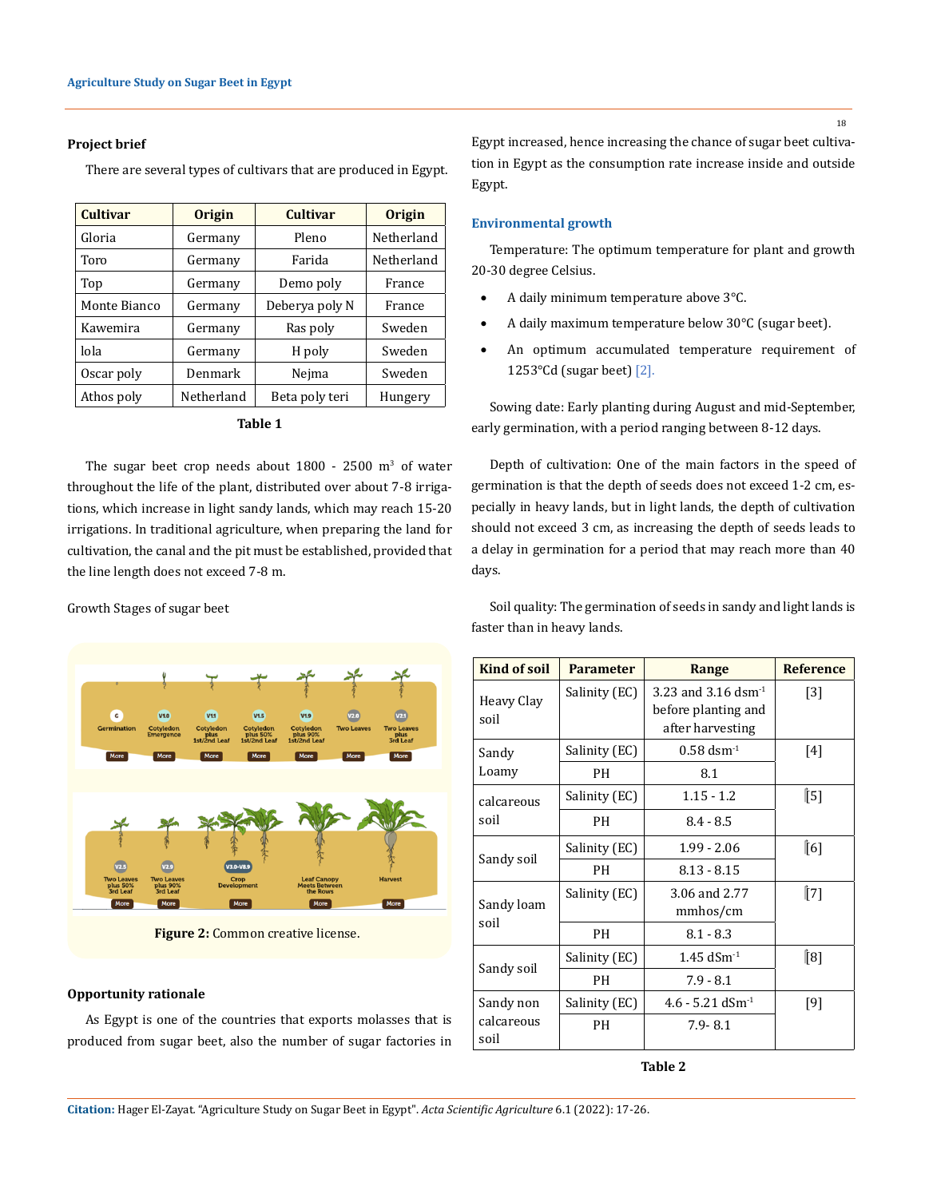### Project brief

There are several types of cultivars that are produced in Egypt.

| Cultivar | Origin | Cultivar | Origin |
|---|---|---|---|
| Gloria | Germany | Pleno | Netherland |
| Toro | Germany | Farida | Netherland |
| Top | Germany | Demo poly | France |
| Monte Bianco | Germany | Deberya poly N | France |
| Kawemira | Germany | Ras poly | Sweden |
| lola | Germany | H poly | Sweden |
| Oscar poly | Denmark | Nejma | Sweden |
| Athos poly | Netherland | Beta poly teri | Hungery |

**Table 1**

The sugar beet crop needs about 1800 - 2500 $m^3$ of water throughout the life of the plant, distributed over about 7-8 irrigations, which increase in light sandy lands, which may reach 15-20 irrigations. In traditional agriculture, when preparing the land for cultivation, the canal and the pit must be established, provided that the line length does not exceed 7-8 m.

Growth Stages of sugar beet

**Figure 2:** Common creative license.

### Opportunity rationale

As Egypt is one of the countries that exports molasses that is produced from sugar beet, also the number of sugar factories in Egypt increased, hence increasing the chance of sugar beet cultivation in Egypt as the consumption rate increase inside and outside Egypt.

### Environmental growth

Temperature: The optimum temperature for plant and growth 20-30 degree Celsius.

- A daily minimum temperature above 3°C.
- A daily maximum temperature below 30°C (sugar beet).
- An optimum accumulated temperature requirement of 1253°Cd (sugar beet) [2].

Sowing date: Early planting during August and mid-September, early germination, with a period ranging between 8-12 days.

Depth of cultivation: One of the main factors in the speed of germination is that the depth of seeds does not exceed 1-2 cm, especially in heavy lands, but in light lands, the depth of cultivation should not exceed 3 cm, as increasing the depth of seeds leads to a delay in germination for a period that may reach more than 40 days.

Soil quality: The germination of seeds in sandy and light lands is faster than in heavy lands.

| Kind of soil | Parameter | Range | Reference |
|---|---|---|---|
| Heavy Clay soil | Salinity (EC) | 3.23 and 3.16 $dsm^{-1}$ before planting and after harvesting | [3] |
| Sandy Loamy | Salinity (EC) | 0.58 $dsm^{-1}$ | [4] |
| | PH | 8.1 | |
| calcareous soil | Salinity (EC) | 1.15 - 1.2 | [5] |
| | PH | 8.4 - 8.5 | |
| Sandy soil | Salinity (EC) | 1.99 - 2.06 | [6] |
| | PH | 8.13 - 8.15 | |
| Sandy loam soil | Salinity (EC) | 3.06 and 2.77 mmhos/cm | [7] |
| | PH | 8.1 - 8.3 | |
| Sandy soil | Salinity (EC) | 1.45 $dSm^{-1}$ | [8] |
| | PH | 7.9 - 8.1 | |
| Sandy non calcareous soil | Salinity (EC) | 4.6 - 5.21 $dSm^{-1}$ | [9] |
| | PH | 7.9- 8.1 | |

**Table 2**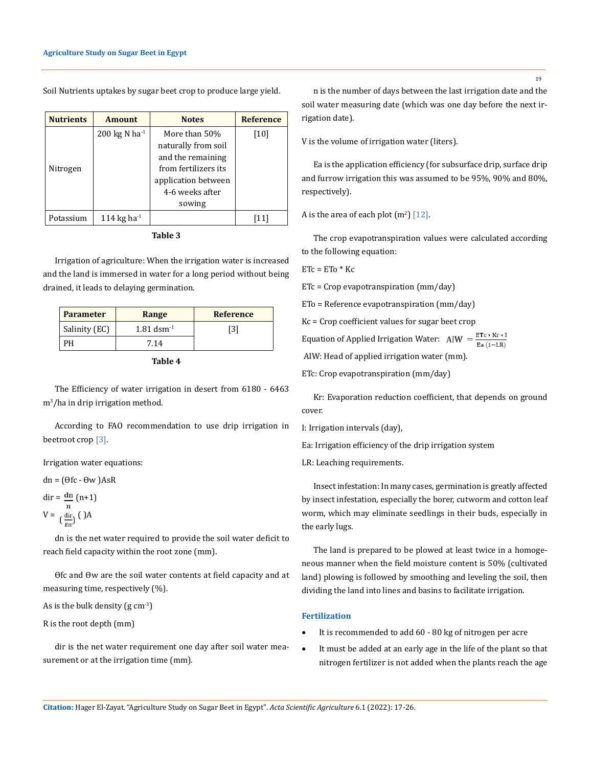Soil Nutrients uptakes by sugar beet crop to produce large yield.

| Nutrients | Amount | Notes | Reference |
|---|---|---|---|
| Nitrogen | 200 kg N $ha^{-1}$ | More than 50% naturally from soil and the remaining from fertilizers its application between 4-6 weeks after sowing | [10] |
| Potassium | 114 kg $ha^{-1}$ | | [11] |

**Table 3**

Irrigation of agriculture: When the irrigation water is increased and the land is immersed in water for a long period without being drained, it leads to delaying germination.

| Parameter | Range | Reference |
|---|---|---|
| Salinity (EC) | 1.81 $dsm^{-1}$ | [3] |
| PH | 7.14 | |

**Table 4**

The Efficiency of water irrigation in desert from 6180 - 6463 $m^3$/ha in drip irrigation method.

According to FAO recommendation to use drip irrigation in beetroot crop [3].

Irrigation water equations:

$$dn = (\theta fc - \theta w)AsR$$

$$dir = \frac{dn}{n}(n+1)$$

$$V = \left(\frac{dir}{Ea}\right)(\ )A$$

dn is the net water required to provide the soil water deficit to reach field capacity within the root zone (mm).

$\theta fc$ and $\theta w$ are the soil water contents at field capacity and at measuring time, respectively (%).

As is the bulk density (g $cm^{-3}$)

R is the root depth (mm)

dir is the net water requirement one day after soil water measurement or at the irrigation time (mm).

n is the number of days between the last irrigation date and the soil water measuring date (which was one day before the next irrigation date).

V is the volume of irrigation water (liters).

Ea is the application efficiency (for subsurface drip, surface drip and furrow irrigation this was assumed to be 95%, 90% and 80%, respectively).

A is the area of each plot ($m^2$) [12].

The crop evapotranspiration values were calculated according to the following equation:

$$ETc = ETo * Kc$$

ETc = Crop evapotranspiration (mm/day)

ETo = Reference evapotranspiration (mm/day)

Kc = Crop coefficient values for sugar beet crop

Equation of Applied Irrigation Water: $AIW = \frac{ETc * Kr * I}{Ea\ (1-LR)}$

AIW: Head of applied irrigation water (mm).

ETc: Crop evapotranspiration (mm/day)

Kr: Evaporation reduction coefficient, that depends on ground cover.

I: Irrigation intervals (day),

Ea: Irrigation efficiency of the drip irrigation system

LR: Leaching requirements.

Insect infestation: In many cases, germination is greatly affected by insect infestation, especially the borer, cutworm and cotton leaf worm, which may eliminate seedlings in their buds, especially in the early lugs.

The land is prepared to be plowed at least twice in a homogeneous manner when the field moisture content is 50% (cultivated land) plowing is followed by smoothing and leveling the soil, then dividing the land into lines and basins to facilitate irrigation.

### Fertilization

- It is recommended to add 60 - 80 kg of nitrogen per acre
- It must be added at an early age in the life of the plant so that nitrogen fertilizer is not added when the plants reach the age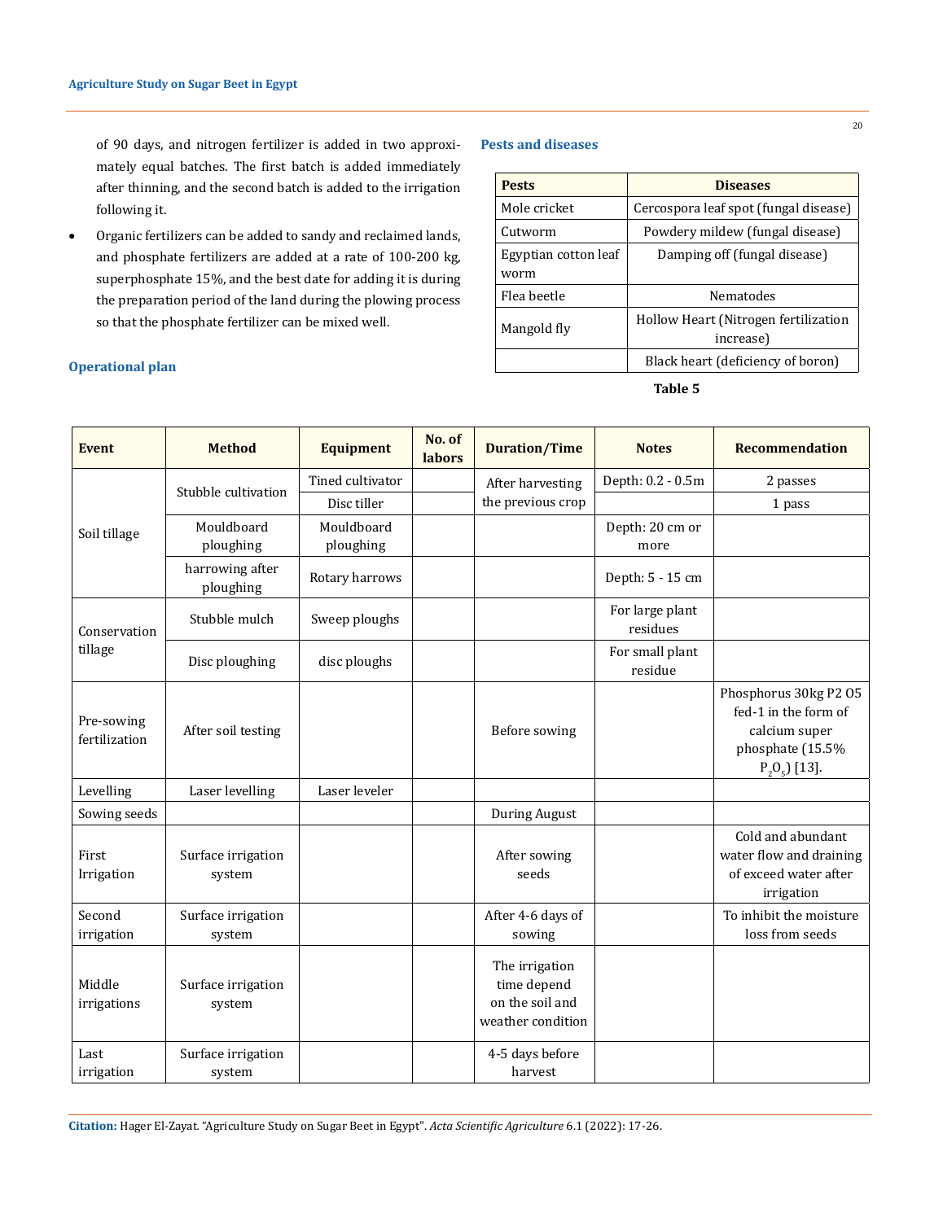of 90 days, and nitrogen fertilizer is added in two approximately equal batches. The first batch is added immediately after thinning, and the second batch is added to the irrigation following it.

- Organic fertilizers can be added to sandy and reclaimed lands, and phosphate fertilizers are added at a rate of 100-200 kg, superphosphate 15%, and the best date for adding it is during the preparation period of the land during the plowing process so that the phosphate fertilizer can be mixed well.

### Operational plan

| Event | Method | Equipment | No. of labors | Duration/Time | Notes | Recommendation |
|---|---|---|---|---|---|---|
| Soil tillage | Stubble cultivation | Tined cultivator | | After harvesting the previous crop | Depth: 0.2 - 0.5m | 2 passes |
| | | Disc tiller | | | | 1 pass |
| | Mouldboard ploughing | Mouldboard ploughing | | | Depth: 20 cm or more | |
| | harrowing after ploughing | Rotary harrows | | | Depth: 5 - 15 cm | |
| Conservation tillage | Stubble mulch | Sweep ploughs | | | For large plant residues | |
| | Disc ploughing | disc ploughs | | | For small plant residue | |
| Pre-sowing fertilization | After soil testing | | | Before sowing | | Phosphorus 30kg P2 O5 fed-1 in the form of calcium super phosphate (15.5% $P_2O_5$) [13]. |
| Levelling | Laser levelling | Laser leveler | | | | |
| Sowing seeds | | | | During August | | |
| First Irrigation | Surface irrigation system | | | After sowing seeds | | Cold and abundant water flow and draining of exceed water after irrigation |
| Second irrigation | Surface irrigation system | | | After 4-6 days of sowing | | To inhibit the moisture loss from seeds |
| Middle irrigations | Surface irrigation system | | | The irrigation time depend on the soil and weather condition | | |
| Last irrigation | Surface irrigation system | | | 4-5 days before harvest | | |

### Pests and diseases

| Pests | Diseases |
|---|---|
| Mole cricket | Cercospora leaf spot (fungal disease) |
| Cutworm | Powdery mildew (fungal disease) |
| Egyptian cotton leaf worm | Damping off (fungal disease) |
| Flea beetle | Nematodes |
| Mangold fly | Hollow Heart (Nitrogen fertilization increase) |
| | Black heart (deficiency of boron) |

**Table 5**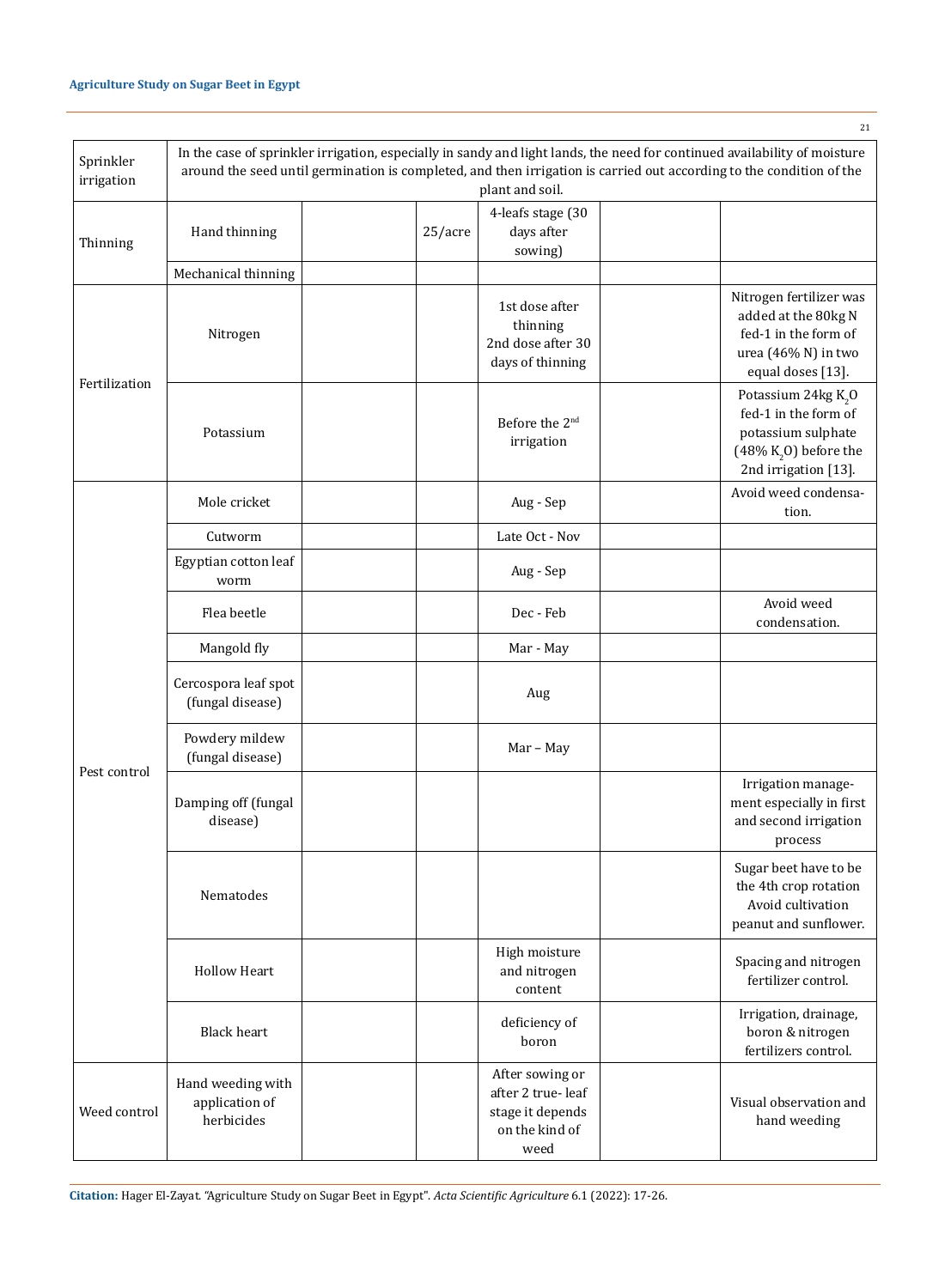| | | | | | | |
|---|---|---|---|---|---|---|
| Sprinkler irrigation | In the case of sprinkler irrigation, especially in sandy and light lands, the need for continued availability of moisture around the seed until germination is completed, and then irrigation is carried out according to the condition of the plant and soil. | | | | | |
| Thinning | Hand thinning | | 25/acre | 4-leafs stage (30 days after sowing) | | |
| | Mechanical thinning | | | | | |
| Fertilization | Nitrogen | | | 1st dose after thinning 2nd dose after 30 days of thinning | | Nitrogen fertilizer was added at the 80kg N fed-1 in the form of urea (46% N) in two equal doses [13]. |
| | Potassium | | | Before the 2nd irrigation | | Potassium 24kg $K_2O$ fed-1 in the form of potassium sulphate (48% $K_2O$) before the 2nd irrigation [13]. |
| Pest control | Mole cricket | | | Aug - Sep | | Avoid weed condensation. |
| | Cutworm | | | Late Oct - Nov | | |
| | Egyptian cotton leaf worm | | | Aug - Sep | | |
| | Flea beetle | | | Dec - Feb | | Avoid weed condensation. |
| | Mangold fly | | | Mar - May | | |
| | Cercospora leaf spot (fungal disease) | | | Aug | | |
| | Powdery mildew (fungal disease) | | | Mar – May | | |
| | Damping off (fungal disease) | | | | | Irrigation management especially in first and second irrigation process |
| | Nematodes | | | | | Sugar beet have to be the 4th crop rotation Avoid cultivation peanut and sunflower. |
| | Hollow Heart | | | High moisture and nitrogen content | | Spacing and nitrogen fertilizer control. |
| | Black heart | | | deficiency of boron | | Irrigation, drainage, boron & nitrogen fertilizers control. |
| Weed control | Hand weeding with application of herbicides | | | After sowing or after 2 true- leaf stage it depends on the kind of weed | | Visual observation and hand weeding |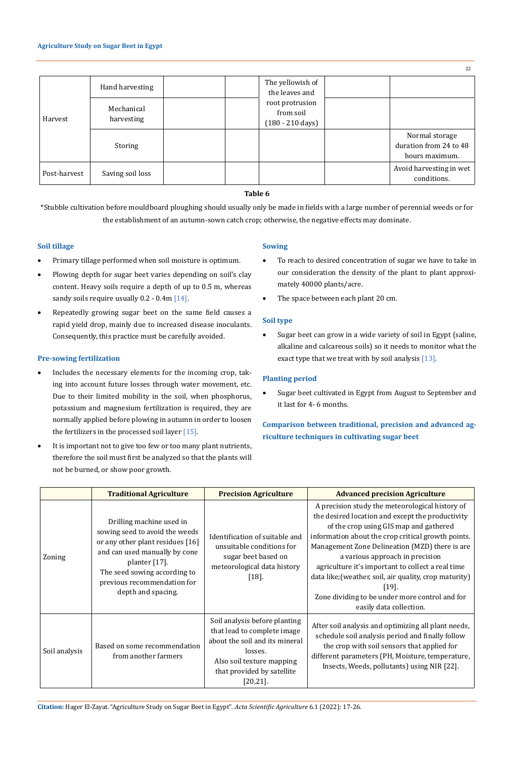| Harvest | Hand harvesting | | | The yellowish of the leaves and root protrusion from soil (180 - 210 days) | | |
|---|---|---|---|---|---|---|
| | Mechanical harvesting | | | | | |
| | Storing | | | | | Normal storage duration from 24 to 48 hours maximum. |
| Post-harvest | Saving soil loss | | | | | Avoid harvesting in wet conditions. |

**Table 6**

*Stubble cultivation before mouldboard ploughing should usually only be made in fields with a large number of perennial weeds or for the establishment of an autumn-sown catch crop; otherwise, the negative effects may dominate.

### Soil tillage

- Primary tillage performed when soil moisture is optimum.
- Plowing depth for sugar beet varies depending on soil's clay content. Heavy soils require a depth of up to 0.5 m, whereas sandy soils require usually 0.2 - 0.4m [14].
- Repeatedly growing sugar beet on the same field causes a rapid yield drop, mainly due to increased disease inoculants. Consequently, this practice must be carefully avoided.

### Pre-sowing fertilization

- Includes the necessary elements for the incoming crop, taking into account future losses through water movement, etc. Due to their limited mobility in the soil, when phosphorus, potassium and magnesium fertilization is required, they are normally applied before plowing in autumn in order to loosen the fertilizers in the processed soil layer [15].
- It is important not to give too few or too many plant nutrients, therefore the soil must first be analyzed so that the plants will not be burned, or show poor growth.

### Sowing

- To reach to desired concentration of sugar we have to take in our consideration the density of the plant to plant approximately 40000 plants/acre.
- The space between each plant 20 cm.

### Soil type

- Sugar beet can grow in a wide variety of soil in Egypt (saline, alkaline and calcareous soils) so it needs to monitor what the exact type that we treat with by soil analysis [13].

### Planting period

- Sugar beet cultivated in Egypt from August to September and it last for 4- 6 months.

### Comparison between traditional, precision and advanced agriculture techniques in cultivating sugar beet

| | Traditional Agriculture | Precision Agriculture | Advanced precision Agriculture |
|---|---|---|---|
| Zoning | Drilling machine used in sowing seed to avoid the weeds or any other plant residues [16] and can used manually by cone planter [17]. The seed sowing according to previous recommendation for depth and spacing. | Identification of suitable and unsuitable conditions for sugar beet based on meteorological data history [18]. | A precision study the meteorological history of the desired location and except the productivity of the crop using GIS map and gathered information about the crop critical growth points. Management Zone Delineation (MZD) there is are a various approach in precision agriculture it's important to collect a real time data like;(weather, soil, air quality, crop maturity) [19]. Zone dividing to be under more control and for easily data collection. |
| Soil analysis | Based on some recommendation from another farmers | Soil analysis before planting that lead to complete image about the soil and its mineral losses. Also soil texture mapping that provided by satellite [20,21]. | After soil analysis and optimizing all plant needs, schedule soil analysis period and finally follow the crop with soil sensors that applied for different parameters (PH, Moisture, temperature, Insects, Weeds, pollutants) using NIR [22]. |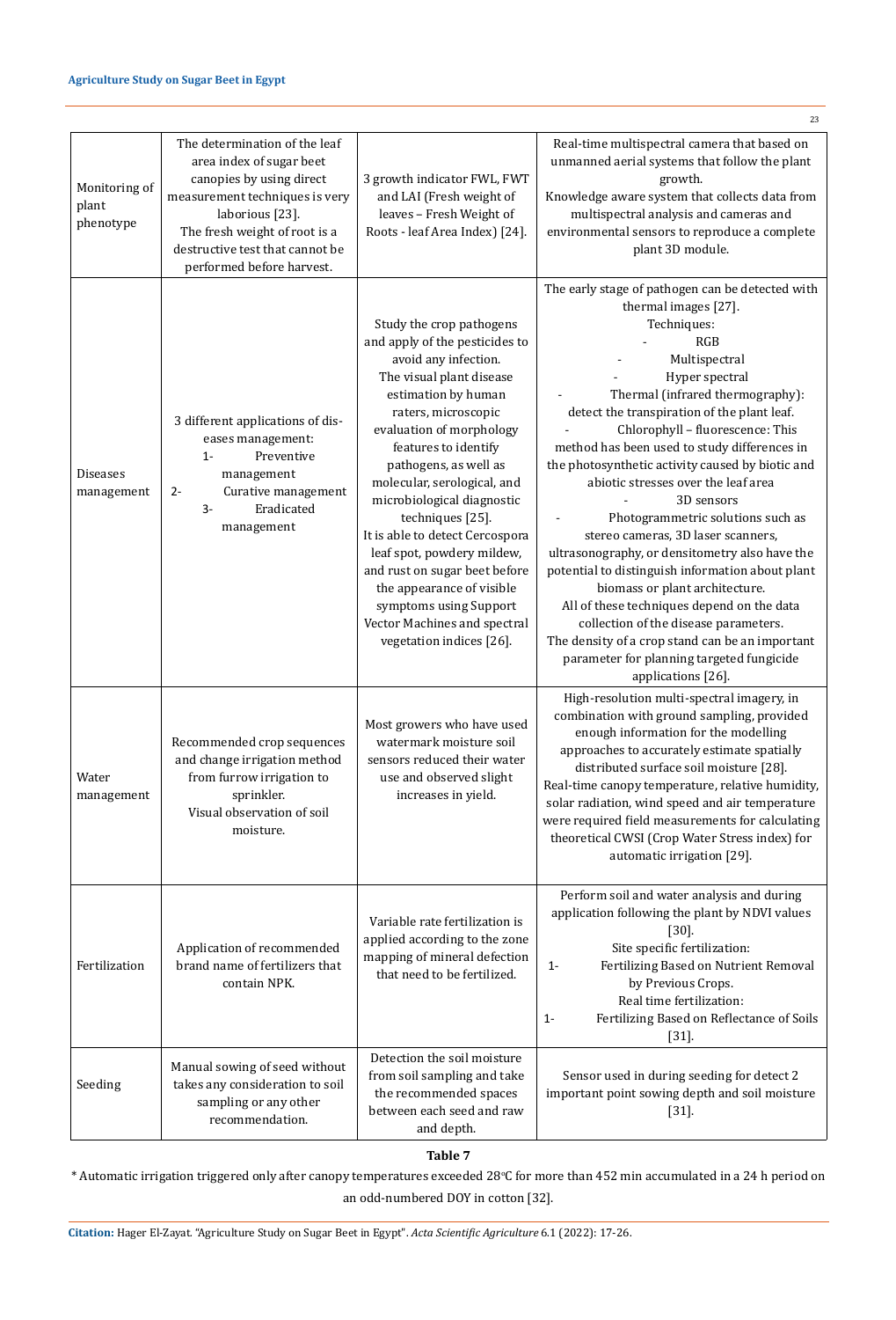| Monitoring of plant phenotype | The determination of the leaf area index of sugar beet canopies by using direct measurement techniques is very laborious [23]. The fresh weight of root is a destructive test that cannot be performed before harvest. | 3 growth indicator FWL, FWT and LAI (Fresh weight of leaves – Fresh Weight of Roots - leaf Area Index) [24]. | Real-time multispectral camera that based on unmanned aerial systems that follow the plant growth. Knowledge aware system that collects data from multispectral analysis and cameras and environmental sensors to reproduce a complete plant 3D module. |
|---|---|---|---|
| Diseases management | 3 different applications of diseases management:<br>1- Preventive management<br>2- Curative management<br>3- Eradicated management | Study the crop pathogens and apply of the pesticides to avoid any infection. The visual plant disease estimation by human raters, microscopic evaluation of morphology features to identify pathogens, as well as molecular, serological, and microbiological diagnostic techniques [25]. It is able to detect Cercospora leaf spot, powdery mildew, and rust on sugar beet before the appearance of visible symptoms using Support Vector Machines and spectral vegetation indices [26]. | The early stage of pathogen can be detected with thermal images [27].<br>Techniques:<br>- RGB<br>- Multispectral<br>- Hyper spectral<br>- Thermal (infrared thermography): detect the transpiration of the plant leaf.<br>- Chlorophyll – fluorescence: This method has been used to study differences in the photosynthetic activity caused by biotic and abiotic stresses over the leaf area<br>- 3D sensors<br>- Photogrammetric solutions such as stereo cameras, 3D laser scanners, ultrasonography, or densitometry also have the potential to distinguish information about plant biomass or plant architecture.<br>All of these techniques depend on the data collection of the disease parameters.<br>The density of a crop stand can be an important parameter for planning targeted fungicide applications [26]. |
| Water management | Recommended crop sequences and change irrigation method from furrow irrigation to sprinkler. Visual observation of soil moisture. | Most growers who have used watermark moisture soil sensors reduced their water use and observed slight increases in yield. | High-resolution multi-spectral imagery, in combination with ground sampling, provided enough information for the modelling approaches to accurately estimate spatially distributed surface soil moisture [28]. Real-time canopy temperature, relative humidity, solar radiation, wind speed and air temperature were required field measurements for calculating theoretical CWSI (Crop Water Stress index) for automatic irrigation [29]. |
| Fertilization | Application of recommended brand name of fertilizers that contain NPK. | Variable rate fertilization is applied according to the zone mapping of mineral defection that need to be fertilized. | Perform soil and water analysis and during application following the plant by NDVI values [30].<br>Site specific fertilization:<br>1- Fertilizing Based on Nutrient Removal by Previous Crops.<br>Real time fertilization:<br>1- Fertilizing Based on Reflectance of Soils [31]. |
| Seeding | Manual sowing of seed without takes any consideration to soil sampling or any other recommendation. | Detection the soil moisture from soil sampling and take the recommended spaces between each seed and raw and depth. | Sensor used in during seeding for detect 2 important point sowing depth and soil moisture [31]. |

**Table 7**

* Automatic irrigation triggered only after canopy temperatures exceeded 28°C for more than 452 min accumulated in a 24 h period on an odd-numbered DOY in cotton [32].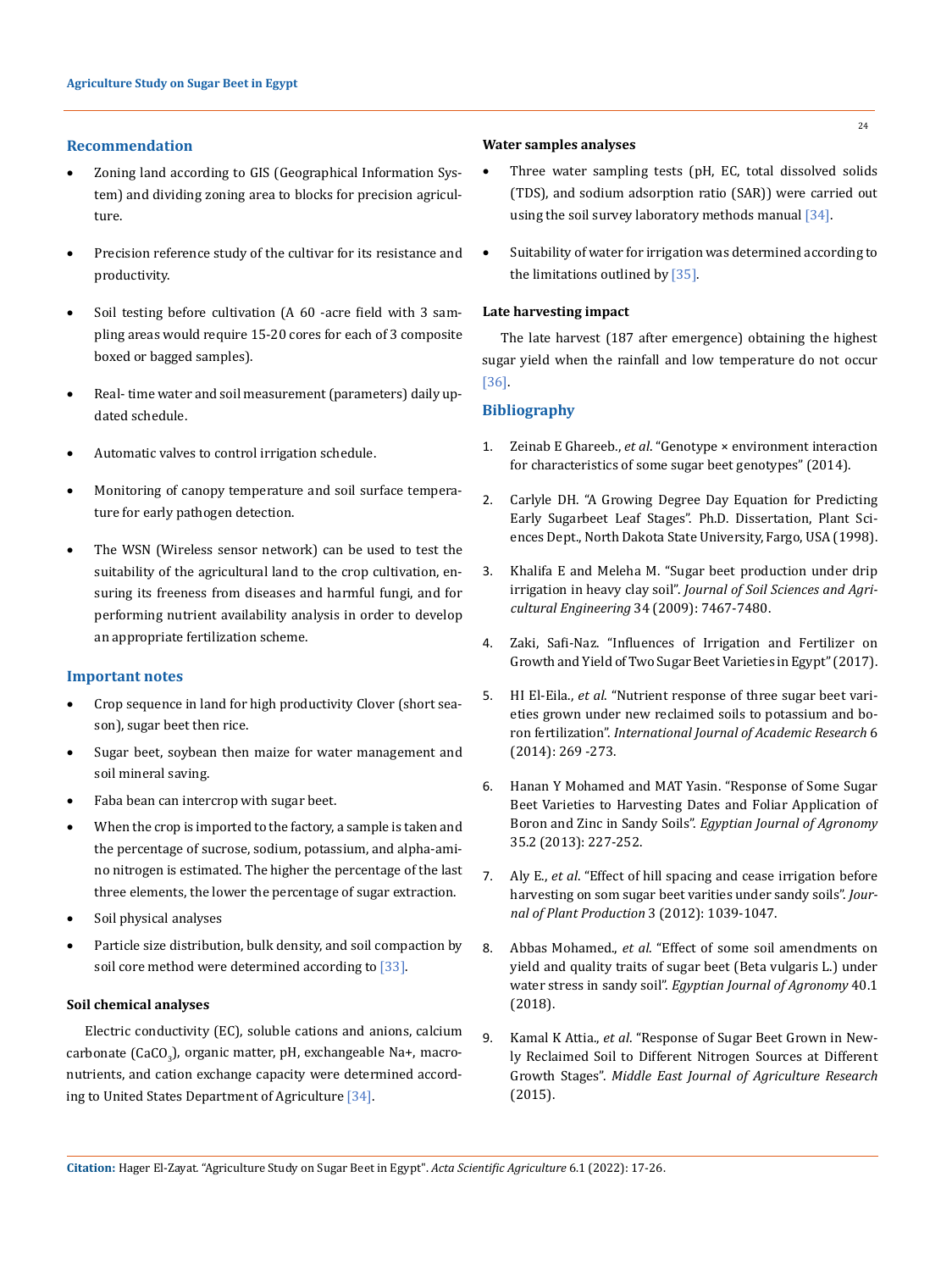## Recommendation

- Zoning land according to GIS (Geographical Information System) and dividing zoning area to blocks for precision agriculture.
- Precision reference study of the cultivar for its resistance and productivity.
- Soil testing before cultivation (A 60 -acre field with 3 sampling areas would require 15-20 cores for each of 3 composite boxed or bagged samples).
- Real- time water and soil measurement (parameters) daily updated schedule.
- Automatic valves to control irrigation schedule.
- Monitoring of canopy temperature and soil surface temperature for early pathogen detection.
- The WSN (Wireless sensor network) can be used to test the suitability of the agricultural land to the crop cultivation, ensuring its freeness from diseases and harmful fungi, and for performing nutrient availability analysis in order to develop an appropriate fertilization scheme.

## Important notes

- Crop sequence in land for high productivity Clover (short season), sugar beet then rice.
- Sugar beet, soybean then maize for water management and soil mineral saving.
- Faba bean can intercrop with sugar beet.
- When the crop is imported to the factory, a sample is taken and the percentage of sucrose, sodium, potassium, and alpha-amino nitrogen is estimated. The higher the percentage of the last three elements, the lower the percentage of sugar extraction.
- Soil physical analyses
- Particle size distribution, bulk density, and soil compaction by soil core method were determined according to [33].

### Soil chemical analyses

Electric conductivity (EC), soluble cations and anions, calcium carbonate ($CaCO_3$), organic matter, pH, exchangeable Na+, macronutrients, and cation exchange capacity were determined according to United States Department of Agriculture [34].

### Water samples analyses

- Three water sampling tests (pH, EC, total dissolved solids (TDS), and sodium adsorption ratio (SAR)) were carried out using the soil survey laboratory methods manual [34].
- Suitability of water for irrigation was determined according to the limitations outlined by [35].

### Late harvesting impact

The late harvest (187 after emergence) obtaining the highest sugar yield when the rainfall and low temperature do not occur [36].

## Bibliography

1. Zeinab E Ghareeb., *et al*. "Genotype × environment interaction for characteristics of some sugar beet genotypes" (2014).
2. Carlyle DH. "A Growing Degree Day Equation for Predicting Early Sugarbeet Leaf Stages". Ph.D. Dissertation, Plant Sciences Dept., North Dakota State University, Fargo, USA (1998).
3. Khalifa E and Meleha M. "Sugar beet production under drip irrigation in heavy clay soil". *Journal of Soil Sciences and Agricultural Engineering* 34 (2009): 7467-7480.
4. Zaki, Safi-Naz. "Influences of Irrigation and Fertilizer on Growth and Yield of Two Sugar Beet Varieties in Egypt" (2017).
5. HI El-Eila., *et al.* "Nutrient response of three sugar beet varieties grown under new reclaimed soils to potassium and boron fertilization". *International Journal of Academic Research* 6 (2014): 269 -273.
6. Hanan Y Mohamed and MAT Yasin. "Response of Some Sugar Beet Varieties to Harvesting Dates and Foliar Application of Boron and Zinc in Sandy Soils". *Egyptian Journal of Agronomy* 35.2 (2013): 227-252.
7. Aly E., *et al*. "Effect of hill spacing and cease irrigation before harvesting on som sugar beet varities under sandy soils". *Journal of Plant Production* 3 (2012): 1039-1047.
8. Abbas Mohamed., *et al*. "Effect of some soil amendments on yield and quality traits of sugar beet (Beta vulgaris L.) under water stress in sandy soil". *Egyptian Journal of Agronomy* 40.1 (2018).
9. Kamal K Attia., *et al*. "Response of Sugar Beet Grown in Newly Reclaimed Soil to Different Nitrogen Sources at Different Growth Stages". *Middle East Journal of Agriculture Research* (2015).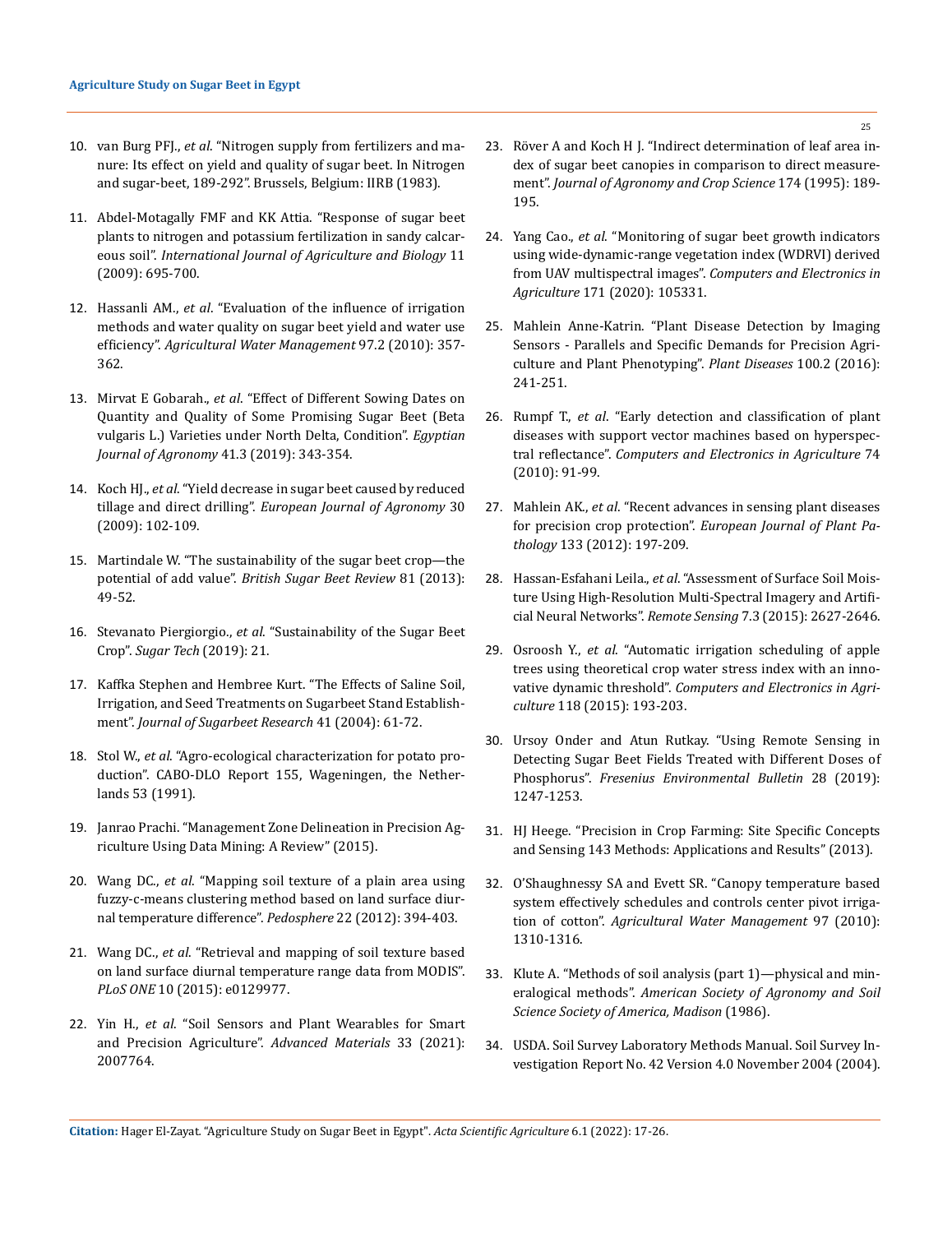10. van Burg PFJ., *et al*. "Nitrogen supply from fertilizers and manure: Its effect on yield and quality of sugar beet. In Nitrogen and sugar-beet, 189-292". Brussels, Belgium: IIRB (1983).

11. Abdel-Motagally FMF and KK Attia. "Response of sugar beet plants to nitrogen and potassium fertilization in sandy calcareous soil". *International Journal of Agriculture and Biology* 11 (2009): 695-700.

12. Hassanli AM., *et al*. "Evaluation of the influence of irrigation methods and water quality on sugar beet yield and water use efficiency". *Agricultural Water Management* 97.2 (2010): 357-362.

13. Mirvat E Gobarah., *et al*. "Effect of Different Sowing Dates on Quantity and Quality of Some Promising Sugar Beet (Beta vulgaris L.) Varieties under North Delta, Condition". *Egyptian Journal of Agronomy* 41.3 (2019): 343-354.

14. Koch HJ., *et al*. "Yield decrease in sugar beet caused by reduced tillage and direct drilling". *European Journal of Agronomy* 30 (2009): 102-109.

15. Martindale W. "The sustainability of the sugar beet crop—the potential of add value". *British Sugar Beet Review* 81 (2013): 49-52.

16. Stevanato Piergiorgio., *et al*. "Sustainability of the Sugar Beet Crop". *Sugar Tech* (2019): 21.

17. Kaffka Stephen and Hembree Kurt. "The Effects of Saline Soil, Irrigation, and Seed Treatments on Sugarbeet Stand Establishment". *Journal of Sugarbeet Research* 41 (2004): 61-72.

18. Stol W., *et al*. "Agro-ecological characterization for potato production". CABO-DLO Report 155, Wageningen, the Netherlands 53 (1991).

19. Janrao Prachi. "Management Zone Delineation in Precision Agriculture Using Data Mining: A Review" (2015).

20. Wang DC., *et al*. "Mapping soil texture of a plain area using fuzzy-c-means clustering method based on land surface diurnal temperature difference". *Pedosphere* 22 (2012): 394-403.

21. Wang DC., *et al*. "Retrieval and mapping of soil texture based on land surface diurnal temperature range data from MODIS". *PLoS ONE* 10 (2015): e0129977.

22. Yin H., *et al*. "Soil Sensors and Plant Wearables for Smart and Precision Agriculture". *Advanced Materials* 33 (2021): 2007764.

23. Röver A and Koch H J. "Indirect determination of leaf area index of sugar beet canopies in comparison to direct measurement". *Journal of Agronomy and Crop Science* 174 (1995): 189-195.

24. Yang Cao., *et al*. "Monitoring of sugar beet growth indicators using wide-dynamic-range vegetation index (WDRVI) derived from UAV multispectral images". *Computers and Electronics in Agriculture* 171 (2020): 105331.

25. Mahlein Anne-Katrin. "Plant Disease Detection by Imaging Sensors - Parallels and Specific Demands for Precision Agriculture and Plant Phenotyping". *Plant Diseases* 100.2 (2016): 241-251.

26. Rumpf T., *et al*. "Early detection and classification of plant diseases with support vector machines based on hyperspectral reflectance". *Computers and Electronics in Agriculture* 74 (2010): 91-99.

27. Mahlein AK., *et al*. "Recent advances in sensing plant diseases for precision crop protection". *European Journal of Plant Pathology* 133 (2012): 197-209.

28. Hassan-Esfahani Leila., *et al*. "Assessment of Surface Soil Moisture Using High-Resolution Multi-Spectral Imagery and Artificial Neural Networks". *Remote Sensing* 7.3 (2015): 2627-2646.

29. Osroosh Y., *et al*. "Automatic irrigation scheduling of apple trees using theoretical crop water stress index with an innovative dynamic threshold". *Computers and Electronics in Agriculture* 118 (2015): 193-203.

30. Ursoy Onder and Atun Rutkay. "Using Remote Sensing in Detecting Sugar Beet Fields Treated with Different Doses of Phosphorus". *Fresenius Environmental Bulletin* 28 (2019): 1247-1253.

31. HJ Heege. "Precision in Crop Farming: Site Specific Concepts and Sensing 143 Methods: Applications and Results" (2013).

32. O'Shaughnessy SA and Evett SR. "Canopy temperature based system effectively schedules and controls center pivot irrigation of cotton". *Agricultural Water Management* 97 (2010): 1310-1316.

33. Klute A. "Methods of soil analysis (part 1)—physical and mineralogical methods". *American Society of Agronomy and Soil Science Society of America, Madison* (1986).

34. USDA. Soil Survey Laboratory Methods Manual. Soil Survey Investigation Report No. 42 Version 4.0 November 2004 (2004).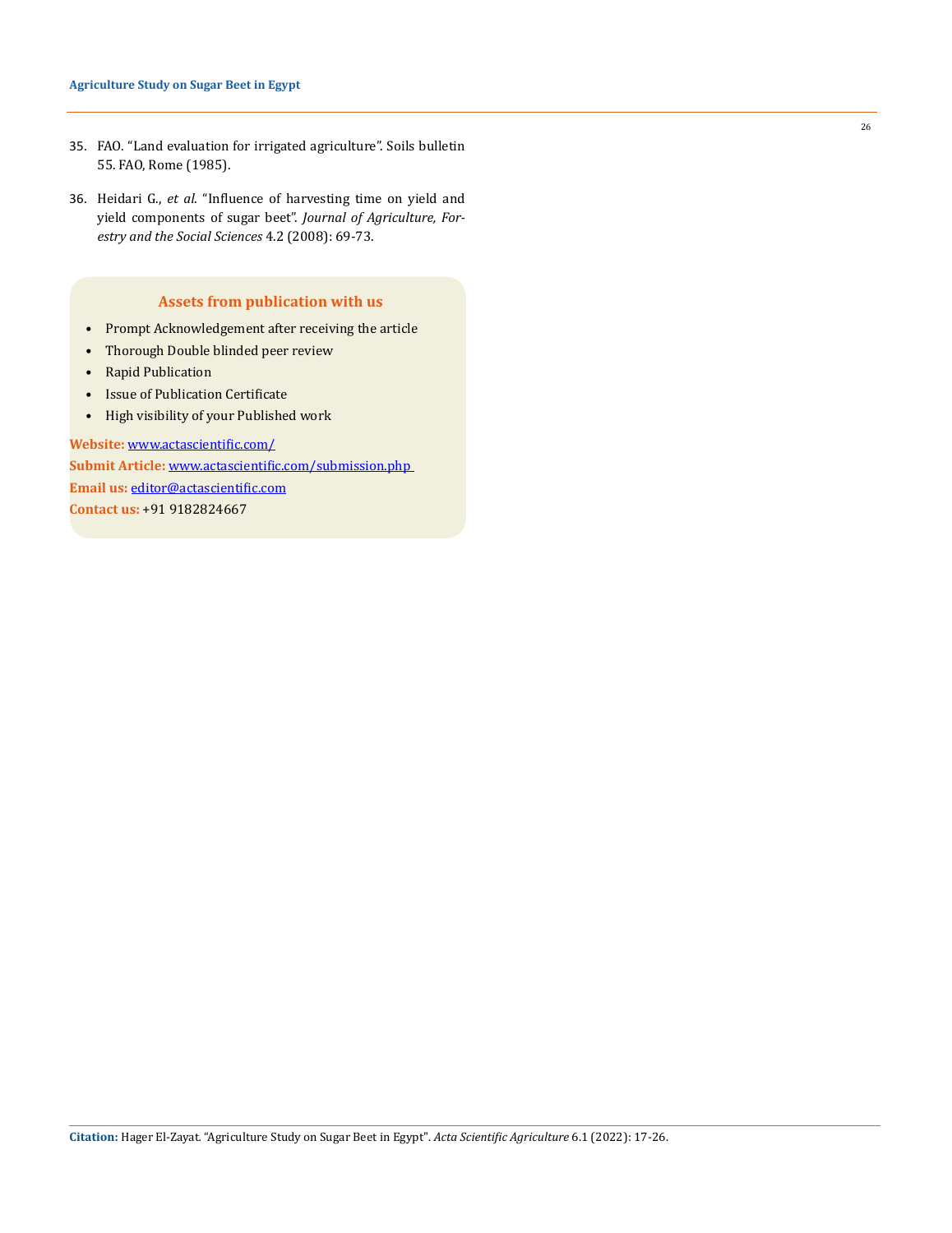35. FAO. "Land evaluation for irrigated agriculture". Soils bulletin 55. FAO, Rome (1985).

36. Heidari G., *et al*. "Influence of harvesting time on yield and yield components of sugar beet". *Journal of Agriculture, Forestry and the Social Sciences* 4.2 (2008): 69-73.

**Assets from publication with us**

- Prompt Acknowledgement after receiving the article
- Thorough Double blinded peer review
- Rapid Publication
- Issue of Publication Certificate
- High visibility of your Published work

**Website:** www.actascientific.com/
**Submit Article:** www.actascientific.com/submission.php
**Email us:** editor@actascientific.com
**Contact us:** +91 9182824667

**Citation:** Hager El-Zayat. "Agriculture Study on Sugar Beet in Egypt". *Acta Scientific Agriculture* 6.1 (2022): 17-26.